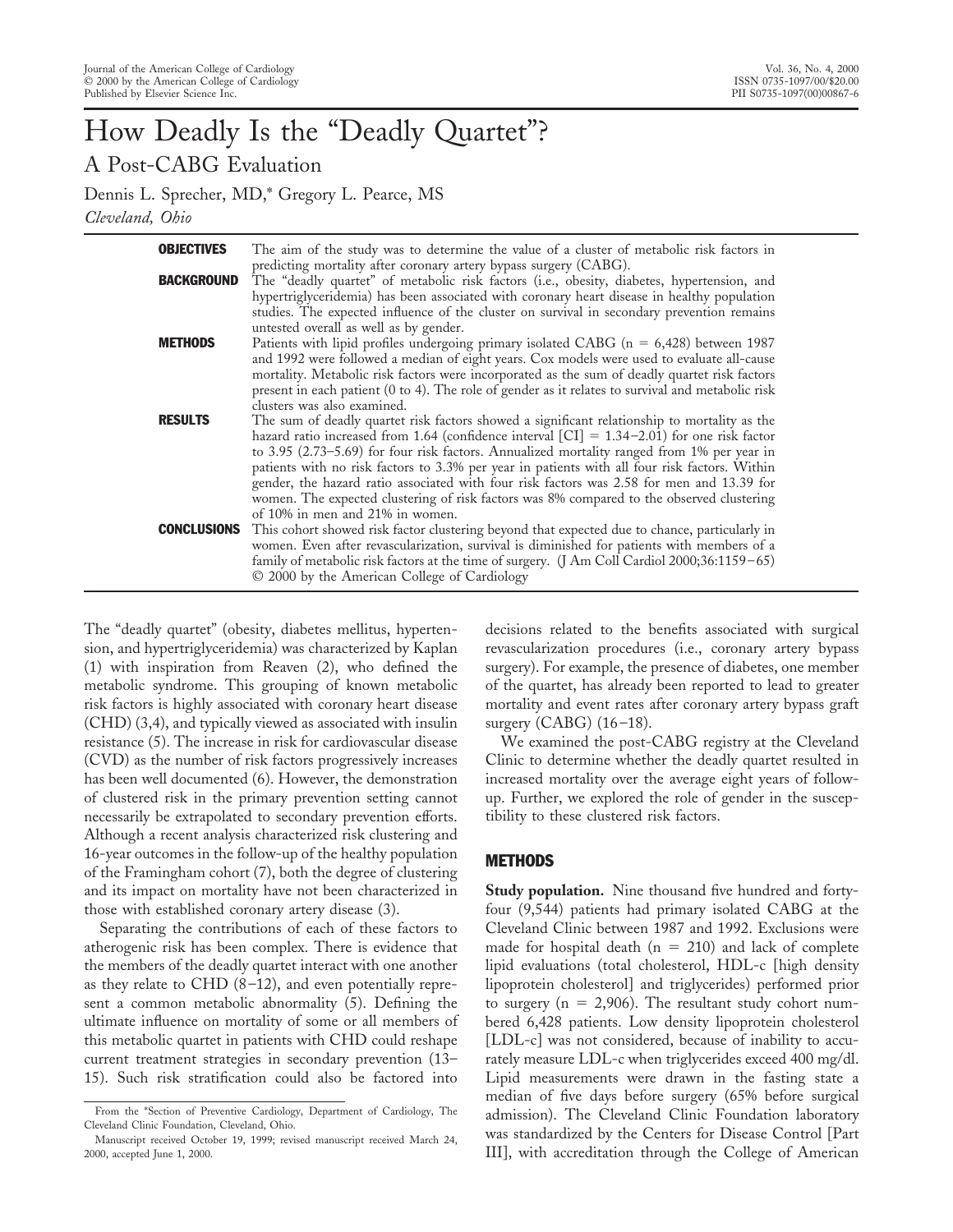# How Deadly Is the "Deadly Quartet"?

## A Post-CABG Evaluation

Dennis L. Sprecher, MD,* Gregory L. Pearce, MS

*Cleveland, Ohio*

**OBJECTIVES** The aim of the study was to determine the value of a cluster of metabolic risk factors in predicting mortality after coronary artery bypass surgery (CABG).

**BACKGROUND** The "deadly quartet" of metabolic risk factors (i.e., obesity, diabetes, hypertension, and hypertriglyceridemia) has been associated with coronary heart disease in healthy population studies. The expected influence of the cluster on survival in secondary prevention remains untested overall as well as by gender.

**METHODS** Patients with lipid profiles undergoing primary isolated CABG (n = 6,428) between 1987 and 1992 were followed a median of eight years. Cox models were used to evaluate all-cause mortality. Metabolic risk factors were incorporated as the sum of deadly quartet risk factors present in each patient (0 to 4). The role of gender as it relates to survival and metabolic risk clusters was also examined.

**RESULTS** The sum of deadly quartet risk factors showed a significant relationship to mortality as the hazard ratio increased from 1.64 (confidence interval [CI] = 1.34–2.01) for one risk factor to 3.95 (2.73–5.69) for four risk factors. Annualized mortality ranged from 1% per year in patients with no risk factors to 3.3% per year in patients with all four risk factors. Within gender, the hazard ratio associated with four risk factors was 2.58 for men and 13.39 for women. The expected clustering of risk factors was 8% compared to the observed clustering of 10% in men and 21% in women.

**CONCLUSIONS** This cohort showed risk factor clustering beyond that expected due to chance, particularly in women. Even after revascularization, survival is diminished for patients with members of a family of metabolic risk factors at the time of surgery. (J Am Coll Cardiol 2000;36:1159–65) © 2000 by the American College of Cardiology

The "deadly quartet" (obesity, diabetes mellitus, hypertension, and hypertriglyceridemia) was characterized by Kaplan (1) with inspiration from Reaven (2), who defined the metabolic syndrome. This grouping of known metabolic risk factors is highly associated with coronary heart disease (CHD) (3,4), and typically viewed as associated with insulin resistance (5). The increase in risk for cardiovascular disease (CVD) as the number of risk factors progressively increases has been well documented (6). However, the demonstration of clustered risk in the primary prevention setting cannot necessarily be extrapolated to secondary prevention efforts. Although a recent analysis characterized risk clustering and 16-year outcomes in the follow-up of the healthy population of the Framingham cohort (7), both the degree of clustering and its impact on mortality have not been characterized in those with established coronary artery disease (3).

Separating the contributions of each of these factors to atherogenic risk has been complex. There is evidence that the members of the deadly quartet interact with one another as they relate to CHD (8–12), and even potentially represent a common metabolic abnormality (5). Defining the ultimate influence on mortality of some or all members of this metabolic quartet in patients with CHD could reshape current treatment strategies in secondary prevention (13–15). Such risk stratification could also be factored into decisions related to the benefits associated with surgical revascularization procedures (i.e., coronary artery bypass surgery). For example, the presence of diabetes, one member of the quartet, has already been reported to lead to greater mortality and event rates after coronary artery bypass graft surgery (CABG) (16–18).

We examined the post-CABG registry at the Cleveland Clinic to determine whether the deadly quartet resulted in increased mortality over the average eight years of follow-up. Further, we explored the role of gender in the susceptibility to these clustered risk factors.

## METHODS

**Study population.** Nine thousand five hundred and forty-four (9,544) patients had primary isolated CABG at the Cleveland Clinic between 1987 and 1992. Exclusions were made for hospital death (n = 210) and lack of complete lipid evaluations (total cholesterol, HDL-c [high density lipoprotein cholesterol] and triglycerides) performed prior to surgery (n = 2,906). The resultant study cohort numbered 6,428 patients. Low density lipoprotein cholesterol [LDL-c] was not considered, because of inability to accurately measure LDL-c when triglycerides exceed 400 mg/dl. Lipid measurements were drawn in the fasting state a median of five days before surgery (65% before surgical admission). The Cleveland Clinic Foundation laboratory was standardized by the Centers for Disease Control [Part III], with accreditation through the College of American

From the *Section of Preventive Cardiology, Department of Cardiology, The Cleveland Clinic Foundation, Cleveland, Ohio.

Manuscript received October 19, 1999; revised manuscript received March 24, 2000, accepted June 1, 2000.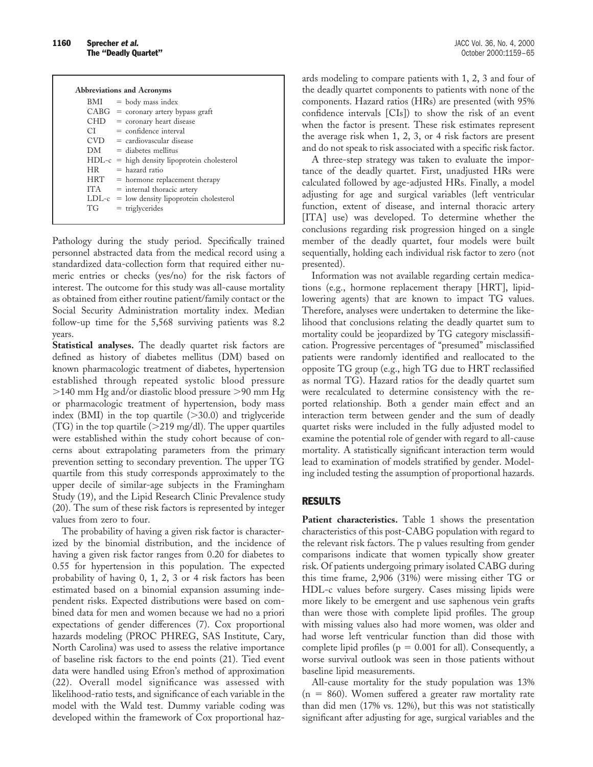**Abbreviations and Acronyms**

| | |
|---|---|
| BMI | = body mass index |
| CABG | = coronary artery bypass graft |
| CHD | = coronary heart disease |
| CI | = confidence interval |
| CVD | = cardiovascular disease |
| DM | = diabetes mellitus |
| HDL-c | = high density lipoprotein cholesterol |
| HR | = hazard ratio |
| HRT | = hormone replacement therapy |
| ITA | = internal thoracic artery |
| LDL-c | = low density lipoprotein cholesterol |
| TG | = triglycerides |

Pathology during the study period. Specifically trained personnel abstracted data from the medical record using a standardized data-collection form that required either numeric entries or checks (yes/no) for the risk factors of interest. The outcome for this study was all-cause mortality as obtained from either routine patient/family contact or the Social Security Administration mortality index. Median follow-up time for the 5,568 surviving patients was 8.2 years.

**Statistical analyses.** The deadly quartet risk factors are defined as history of diabetes mellitus (DM) based on known pharmacologic treatment of diabetes, hypertension established through repeated systolic blood pressure >140 mm Hg and/or diastolic blood pressure >90 mm Hg or pharmacologic treatment of hypertension, body mass index (BMI) in the top quartile (>30.0) and triglyceride (TG) in the top quartile (>219 mg/dl). The upper quartiles were established within the study cohort because of concerns about extrapolating parameters from the primary prevention setting to secondary prevention. The upper TG quartile from this study corresponds approximately to the upper decile of similar-age subjects in the Framingham Study (19), and the Lipid Research Clinic Prevalence study (20). The sum of these risk factors is represented by integer values from zero to four.

The probability of having a given risk factor is characterized by the binomial distribution, and the incidence of having a given risk factor ranges from 0.20 for diabetes to 0.55 for hypertension in this population. The expected probability of having 0, 1, 2, 3 or 4 risk factors has been estimated based on a binomial expansion assuming independent risks. Expected distributions were based on combined data for men and women because we had no a priori expectations of gender differences (7). Cox proportional hazards modeling (PROC PHREG, SAS Institute, Cary, North Carolina) was used to assess the relative importance of baseline risk factors to the end points (21). Tied event data were handled using Efron's method of approximation (22). Overall model significance was assessed with likelihood-ratio tests, and significance of each variable in the model with the Wald test. Dummy variable coding was developed within the framework of Cox proportional hazards modeling to compare patients with 1, 2, 3 and four of the deadly quartet components to patients with none of the components. Hazard ratios (HRs) are presented (with 95% confidence intervals [CIs]) to show the risk of an event when the factor is present. These risk estimates represent the average risk when 1, 2, 3, or 4 risk factors are present and do not speak to risk associated with a specific risk factor.

A three-step strategy was taken to evaluate the importance of the deadly quartet. First, unadjusted HRs were calculated followed by age-adjusted HRs. Finally, a model adjusting for age and surgical variables (left ventricular function, extent of disease, and internal thoracic artery [ITA] use) was developed. To determine whether the conclusions regarding risk progression hinged on a single member of the deadly quartet, four models were built sequentially, holding each individual risk factor to zero (not presented).

Information was not available regarding certain medications (e.g., hormone replacement therapy [HRT], lipid-lowering agents) that are known to impact TG values. Therefore, analyses were undertaken to determine the likelihood that conclusions relating the deadly quartet sum to mortality could be jeopardized by TG category misclassification. Progressive percentages of "presumed" misclassified patients were randomly identified and reallocated to the opposite TG group (e.g., high TG due to HRT reclassified as normal TG). Hazard ratios for the deadly quartet sum were recalculated to determine consistency with the reported relationship. Both a gender main effect and an interaction term between gender and the sum of deadly quartet risks were included in the fully adjusted model to examine the potential role of gender with regard to all-cause mortality. A statistically significant interaction term would lead to examination of models stratified by gender. Modeling included testing the assumption of proportional hazards.

## RESULTS

**Patient characteristics.** Table 1 shows the presentation characteristics of this post-CABG population with regard to the relevant risk factors. The p values resulting from gender comparisons indicate that women typically show greater risk. Of patients undergoing primary isolated CABG during this time frame, 2,906 (31%) were missing either TG or HDL-c values before surgery. Cases missing lipids were more likely to be emergent and use saphenous vein grafts than were those with complete lipid profiles. The group with missing values also had more women, was older and had worse left ventricular function than did those with complete lipid profiles ($p = 0.001$ for all). Consequently, a worse survival outlook was seen in those patients without baseline lipid measurements.

All-cause mortality for the study population was 13% ($n = 860$). Women suffered a greater raw mortality rate than did men (17% vs. 12%), but this was not statistically significant after adjusting for age, surgical variables and the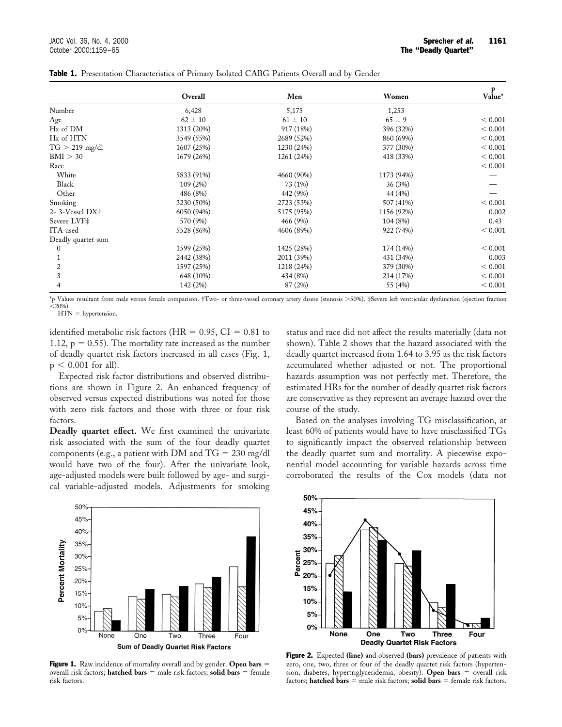**Table 1.** Presentation Characteristics of Primary Isolated CABG Patients Overall and by Gender

| | Overall | Men | Women | p Value* |
|---|---|---|---|---|
| Number | 6,428 | 5,175 | 1,253 | |
| Age | 62 ± 10 | 61 ± 10 | 65 ± 9 | < 0.001 |
| Hx of DM | 1313 (20%) | 917 (18%) | 396 (32%) | < 0.001 |
| Hx of HTN | 3549 (55%) | 2689 (52%) | 860 (69%) | < 0.001 |
| TG > 219 mg/dl | 1607 (25%) | 1230 (24%) | 377 (30%) | < 0.001 |
| BMI > 30 | 1679 (26%) | 1261 (24%) | 418 (33%) | < 0.001 |
| Race | | | | < 0.001 |
| White | 5833 (91%) | 4660 (90%) | 1173 (94%) | — |
| Black | 109 (2%) | 73 (1%) | 36 (3%) | — |
| Other | 486 (8%) | 442 (9%) | 44 (4%) | — |
| Smoking | 3230 (50%) | 2723 (53%) | 507 (41%) | < 0.001 |
| 2- 3-Vessel DX† | 6050 (94%) | 5175 (95%) | 1156 (92%) | 0.002 |
| Severe LVF‡ | 570 (9%) | 466 (9%) | 104 (8%) | 0.43 |
| ITA used | 5528 (86%) | 4606 (89%) | 922 (74%) | < 0.001 |
| Deadly quartet sum | | | | |
| 0 | 1599 (25%) | 1425 (28%) | 174 (14%) | < 0.001 |
| 1 | 2442 (38%) | 2011 (39%) | 431 (34%) | 0.003 |
| 2 | 1597 (25%) | 1218 (24%) | 379 (30%) | < 0.001 |
| 3 | 648 (10%) | 434 (8%) | 214 (17%) | < 0.001 |
| 4 | 142 (2%) | 87 (2%) | 55 (4%) | < 0.001 |

*p Values resultant from male versus female comparison. †Two- or three-vessel coronary artery disese (stenosis >50%). ‡Severe left ventricular dysfunction (ejection fraction <20%).
HTN = hypertension.

identified metabolic risk factors (HR = 0.95, CI = 0.81 to 1.12, $p = 0.55$). The mortality rate increased as the number of deadly quartet risk factors increased in all cases (Fig. 1, $p < 0.001$ for all).

Expected risk factor distributions and observed distributions are shown in Figure 2. An enhanced frequency of observed versus expected distributions was noted for those with zero risk factors and those with three or four risk factors.

**Deadly quartet effect.** We first examined the univariate risk associated with the sum of the four deadly quartet components (e.g., a patient with DM and TG = 230 mg/dl would have two of the four). After the univariate look, age-adjusted models were built followed by age- and surgical variable-adjusted models. Adjustments for smoking status and race did not affect the results materially (data not shown). Table 2 shows that the hazard associated with the deadly quartet increased from 1.64 to 3.95 as the risk factors accumulated whether adjusted or not. The proportional hazards assumption was not perfectly met. Therefore, the estimated HRs for the number of deadly quartet risk factors are conservative as they represent an average hazard over the course of the study.

Based on the analyses involving TG misclassification, at least 60% of patients would have to have misclassified TGs to significantly impact the observed relationship between the deadly quartet sum and mortality. A piecewise exponential model accounting for variable hazards across time corroborated the results of the Cox models (data not

**Figure 1.** Raw incidence of mortality overall and by gender. **Open bars** = overall risk factors; **hatched bars** = male risk factors; **solid bars** = female risk factors.

**Figure 2.** Expected **(line)** and observed **(bars)** prevalence of patients with zero, one, two, three or four of the deadly quartet risk factors (hypertension, diabetes, hypertriglyceridemia, obesity). **Open bars** = overall risk factors; **hatched bars** = male risk factors; **solid bars** = female risk factors.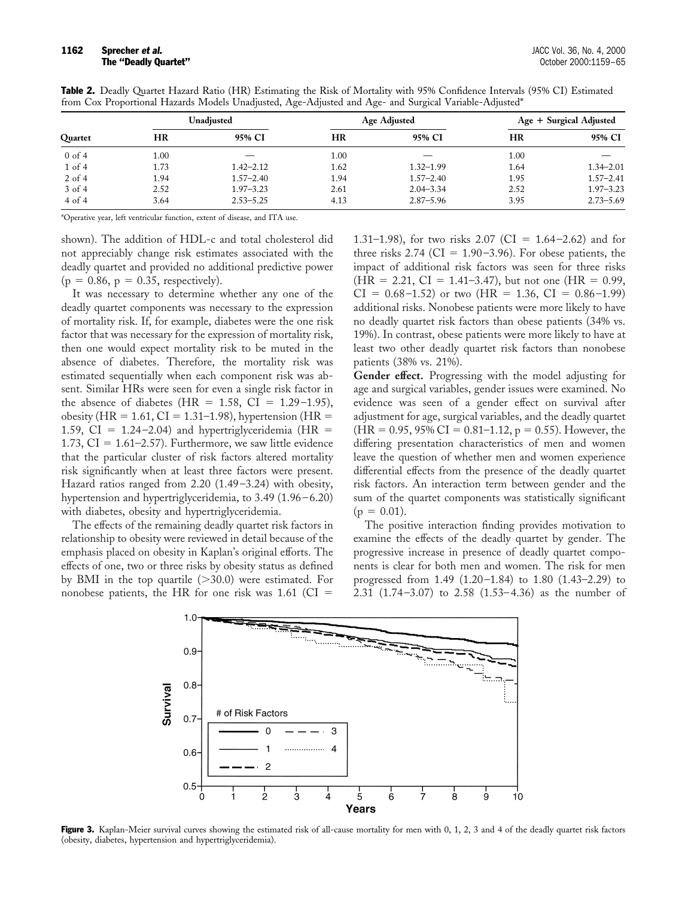**Table 2.** Deadly Quartet Hazard Ratio (HR) Estimating the Risk of Mortality with 95% Confidence Intervals (95% CI) Estimated from Cox Proportional Hazards Models Unadjusted, Age-Adjusted and Age- and Surgical Variable-Adjusted*

| Quartet | Unadjusted | | Age Adjusted | | Age + Surgical Adjusted | |
|---|---|---|---|---|---|---|
| | HR | 95% CI | HR | 95% CI | HR | 95% CI |
| 0 of 4 | 1.00 | — | 1.00 | — | 1.00 | — |
| 1 of 4 | 1.73 | 1.42–2.12 | 1.62 | 1.32–1.99 | 1.64 | 1.34–2.01 |
| 2 of 4 | 1.94 | 1.57–2.40 | 1.94 | 1.57–2.40 | 1.95 | 1.57–2.41 |
| 3 of 4 | 2.52 | 1.97–3.23 | 2.61 | 2.04–3.34 | 2.52 | 1.97–3.23 |
| 4 of 4 | 3.64 | 2.53–5.25 | 4.13 | 2.87–5.96 | 3.95 | 2.73–5.69 |

*Operative year, left ventricular function, extent of disease, and ITA use.

shown). The addition of HDL-c and total cholesterol did not appreciably change risk estimates associated with the deadly quartet and provided no additional predictive power ($p = 0.86$, $p = 0.35$, respectively).

It was necessary to determine whether any one of the deadly quartet components was necessary to the expression of mortality risk. If, for example, diabetes were the one risk factor that was necessary for the expression of mortality risk, then one would expect mortality risk to be muted in the absence of diabetes. Therefore, the mortality risk was estimated sequentially when each component risk was absent. Similar HRs were seen for even a single risk factor in the absence of diabetes (HR = 1.58, CI = 1.29–1.95), obesity (HR = 1.61, CI = 1.31–1.98), hypertension (HR = 1.59, CI = 1.24–2.04) and hypertriglyceridemia (HR = 1.73, CI = 1.61–2.57). Furthermore, we saw little evidence that the particular cluster of risk factors altered mortality risk significantly when at least three factors were present. Hazard ratios ranged from 2.20 (1.49–3.24) with obesity, hypertension and hypertriglyceridemia, to 3.49 (1.96–6.20) with diabetes, obesity and hypertriglyceridemia.

The effects of the remaining deadly quartet risk factors in relationship to obesity were reviewed in detail because of the emphasis placed on obesity in Kaplan's original efforts. The effects of one, two or three risks by obesity status as defined by BMI in the top quartile (>30.0) were estimated. For nonobese patients, the HR for one risk was 1.61 (CI = 1.31–1.98), for two risks 2.07 (CI = 1.64–2.62) and for three risks 2.74 (CI = 1.90–3.96). For obese patients, the impact of additional risk factors was seen for three risks (HR = 2.21, CI = 1.41–3.47), but not one (HR = 0.99, CI = 0.68–1.52) or two (HR = 1.36, CI = 0.86–1.99) additional risks. Nonobese patients were more likely to have no deadly quartet risk factors than obese patients (34% vs. 19%). In contrast, obese patients were more likely to have at least two other deadly quartet risk factors than nonobese patients (38% vs. 21%).

**Gender effect.** Progressing with the model adjusting for age and surgical variables, gender issues were examined. No evidence was seen of a gender effect on survival after adjustment for age, surgical variables, and the deadly quartet (HR = 0.95, 95% CI = 0.81–1.12, $p = 0.55$). However, the differing presentation characteristics of men and women leave the question of whether men and women experience differential effects from the presence of the deadly quartet risk factors. An interaction term between gender and the sum of the quartet components was statistically significant ($p = 0.01$).

The positive interaction finding provides motivation to examine the effects of the deadly quartet by gender. The progressive increase in presence of deadly quartet components is clear for both men and women. The risk for men progressed from 1.49 (1.20–1.84) to 1.80 (1.43–2.29) to 2.31 (1.74–3.07) to 2.58 (1.53–4.36) as the number of

**Figure 3.** Kaplan-Meier survival curves showing the estimated risk of all-cause mortality for men with 0, 1, 2, 3 and 4 of the deadly quartet risk factors (obesity, diabetes, hypertension and hypertriglyceridemia).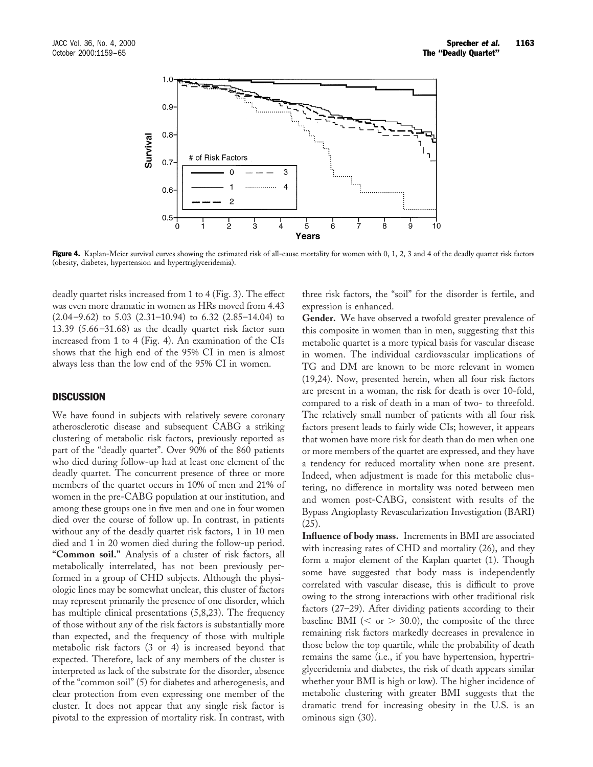**Figure 4.** Kaplan-Meier survival curves showing the estimated risk of all-cause mortality for women with 0, 1, 2, 3 and 4 of the deadly quartet risk factors (obesity, diabetes, hypertension and hypertriglyceridemia).

deadly quartet risks increased from 1 to 4 (Fig. 3). The effect was even more dramatic in women as HRs moved from 4.43 (2.04–9.62) to 5.03 (2.31–10.94) to 6.32 (2.85–14.04) to 13.39 (5.66–31.68) as the deadly quartet risk factor sum increased from 1 to 4 (Fig. 4). An examination of the CIs shows that the high end of the 95% CI in men is almost always less than the low end of the 95% CI in women.

## DISCUSSION

We have found in subjects with relatively severe coronary atherosclerotic disease and subsequent CABG a striking clustering of metabolic risk factors, previously reported as part of the "deadly quartet". Over 90% of the 860 patients who died during follow-up had at least one element of the deadly quartet. The concurrent presence of three or more members of the quartet occurs in 10% of men and 21% of women in the pre-CABG population at our institution, and among these groups one in five men and one in four women died over the course of follow up. In contrast, in patients without any of the deadly quartet risk factors, 1 in 10 men died and 1 in 20 women died during the follow-up period.

**"Common soil."** Analysis of a cluster of risk factors, all metabolically interrelated, has not been previously performed in a group of CHD subjects. Although the physiologic lines may be somewhat unclear, this cluster of factors may represent primarily the presence of one disorder, which has multiple clinical presentations (5,8,23). The frequency of those without any of the risk factors is substantially more than expected, and the frequency of those with multiple metabolic risk factors (3 or 4) is increased beyond that expected. Therefore, lack of any members of the cluster is interpreted as lack of the substrate for the disorder, absence of the "common soil" (5) for diabetes and atherogenesis, and clear protection from even expressing one member of the cluster. It does not appear that any single risk factor is pivotal to the expression of mortality risk. In contrast, with three risk factors, the "soil" for the disorder is fertile, and expression is enhanced.

**Gender.** We have observed a twofold greater prevalence of this composite in women than in men, suggesting that this metabolic quartet is a more typical basis for vascular disease in women. The individual cardiovascular implications of TG and DM are known to be more relevant in women (19,24). Now, presented herein, when all four risk factors are present in a woman, the risk for death is over 10-fold, compared to a risk of death in a man of two- to threefold. The relatively small number of patients with all four risk factors present leads to fairly wide CIs; however, it appears that women have more risk for death than do men when one or more members of the quartet are expressed, and they have a tendency for reduced mortality when none are present. Indeed, when adjustment is made for this metabolic clustering, no difference in mortality was noted between men and women post-CABG, consistent with results of the Bypass Angioplasty Revascularization Investigation (BARI) (25).

**Influence of body mass.** Increments in BMI are associated with increasing rates of CHD and mortality (26), and they form a major element of the Kaplan quartet (1). Though some have suggested that body mass is independently correlated with vascular disease, this is difficult to prove owing to the strong interactions with other traditional risk factors (27–29). After dividing patients according to their baseline BMI (< or > 30.0), the composite of the three remaining risk factors markedly decreases in prevalence in those below the top quartile, while the probability of death remains the same (i.e., if you have hypertension, hypertriglyceridemia and diabetes, the risk of death appears similar whether your BMI is high or low). The higher incidence of metabolic clustering with greater BMI suggests that the dramatic trend for increasing obesity in the U.S. is an ominous sign (30).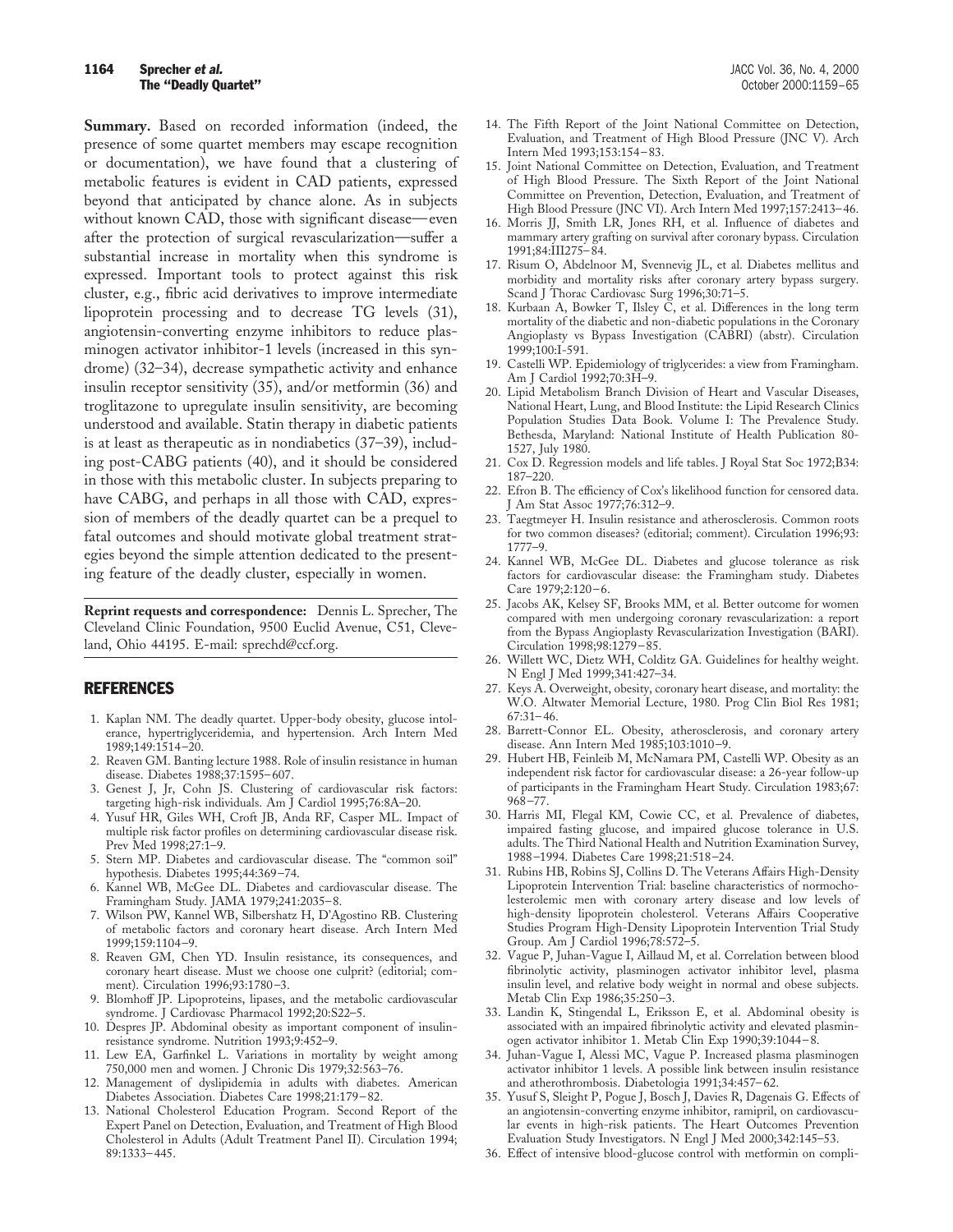**Summary.** Based on recorded information (indeed, the presence of some quartet members may escape recognition or documentation), we have found that a clustering of metabolic features is evident in CAD patients, expressed beyond that anticipated by chance alone. As in subjects without known CAD, those with significant disease—even after the protection of surgical revascularization—suffer a substantial increase in mortality when this syndrome is expressed. Important tools to protect against this risk cluster, e.g., fibric acid derivatives to improve intermediate lipoprotein processing and to decrease TG levels (31), angiotensin-converting enzyme inhibitors to reduce plasminogen activator inhibitor-1 levels (increased in this syndrome) (32–34), decrease sympathetic activity and enhance insulin receptor sensitivity (35), and/or metformin (36) and troglitazone to upregulate insulin sensitivity, are becoming understood and available. Statin therapy in diabetic patients is at least as therapeutic as in nondiabetics (37–39), including post-CABG patients (40), and it should be considered in those with this metabolic cluster. In subjects preparing to have CABG, and perhaps in all those with CAD, expression of members of the deadly quartet can be a prequel to fatal outcomes and should motivate global treatment strategies beyond the simple attention dedicated to the presenting feature of the deadly cluster, especially in women.

**Reprint requests and correspondence:** Dennis L. Sprecher, The Cleveland Clinic Foundation, 9500 Euclid Avenue, C51, Cleveland, Ohio 44195. E-mail: sprechd@ccf.org.

## REFERENCES

1. Kaplan NM. The deadly quartet. Upper-body obesity, glucose intolerance, hypertriglyceridemia, and hypertension. Arch Intern Med 1989;149:1514–20.
2. Reaven GM. Banting lecture 1988. Role of insulin resistance in human disease. Diabetes 1988;37:1595–607.
3. Genest J, Jr, Cohn JS. Clustering of cardiovascular risk factors: targeting high-risk individuals. Am J Cardiol 1995;76:8A–20.
4. Yusuf HR, Giles WH, Croft JB, Anda RF, Casper ML. Impact of multiple risk factor profiles on determining cardiovascular disease risk. Prev Med 1998;27:1–9.
5. Stern MP. Diabetes and cardiovascular disease. The "common soil" hypothesis. Diabetes 1995;44:369–74.
6. Kannel WB, McGee DL. Diabetes and cardiovascular disease. The Framingham Study. JAMA 1979;241:2035–8.
7. Wilson PW, Kannel WB, Silbershatz H, D'Agostino RB. Clustering of metabolic factors and coronary heart disease. Arch Intern Med 1999;159:1104–9.
8. Reaven GM, Chen YD. Insulin resistance, its consequences, and coronary heart disease. Must we choose one culprit? (editorial; comment). Circulation 1996;93:1780–3.
9. Blomhoff JP. Lipoproteins, lipases, and the metabolic cardiovascular syndrome. J Cardiovasc Pharmacol 1992;20:S22–5.
10. Despres JP. Abdominal obesity as important component of insulin-resistance syndrome. Nutrition 1993;9:452–9.
11. Lew EA, Garfinkel L. Variations in mortality by weight among 750,000 men and women. J Chronic Dis 1979;32:563–76.
12. Management of dyslipidemia in adults with diabetes. American Diabetes Association. Diabetes Care 1998;21:179–82.
13. National Cholesterol Education Program. Second Report of the Expert Panel on Detection, Evaluation, and Treatment of High Blood Cholesterol in Adults (Adult Treatment Panel II). Circulation 1994; 89:1333–445.
14. The Fifth Report of the Joint National Committee on Detection, Evaluation, and Treatment of High Blood Pressure (JNC V). Arch Intern Med 1993;153:154–83.
15. Joint National Committee on Detection, Evaluation, and Treatment of High Blood Pressure. The Sixth Report of the Joint National Committee on Prevention, Detection, Evaluation, and Treatment of High Blood Pressure (JNC VI). Arch Intern Med 1997;157:2413–46.
16. Morris JJ, Smith LR, Jones RH, et al. Influence of diabetes and mammary artery grafting on survival after coronary bypass. Circulation 1991;84:III275–84.
17. Risum O, Abdelnoor M, Svennevig JL, et al. Diabetes mellitus and morbidity and mortality risks after coronary artery bypass surgery. Scand J Thorac Cardiovasc Surg 1996;30:71–5.
18. Kurbaan A, Bowker T, Ilsley C, et al. Differences in the long term mortality of the diabetic and non-diabetic populations in the Coronary Angioplasty vs Bypass Investigation (CABRI) (abstr). Circulation 1999;100:I-591.
19. Castelli WP. Epidemiology of triglycerides: a view from Framingham. Am J Cardiol 1992;70:3H–9.
20. Lipid Metabolism Branch Division of Heart and Vascular Diseases, National Heart, Lung, and Blood Institute: the Lipid Research Clinics Population Studies Data Book. Volume I: The Prevalence Study. Bethesda, Maryland: National Institute of Health Publication 80-1527, July 1980.
21. Cox D. Regression models and life tables. J Royal Stat Soc 1972;B34: 187–220.
22. Efron B. The efficiency of Cox's likelihood function for censored data. J Am Stat Assoc 1977;76:312–9.
23. Taegtmeyer H. Insulin resistance and atherosclerosis. Common roots for two common diseases? (editorial; comment). Circulation 1996;93: 1777–9.
24. Kannel WB, McGee DL. Diabetes and glucose tolerance as risk factors for cardiovascular disease: the Framingham study. Diabetes Care 1979;2:120–6.
25. Jacobs AK, Kelsey SF, Brooks MM, et al. Better outcome for women compared with men undergoing coronary revascularization: a report from the Bypass Angioplasty Revascularization Investigation (BARI). Circulation 1998;98:1279–85.
26. Willett WC, Dietz WH, Colditz GA. Guidelines for healthy weight. N Engl J Med 1999;341:427–34.
27. Keys A. Overweight, obesity, coronary heart disease, and mortality: the W.O. Altwater Memorial Lecture, 1980. Prog Clin Biol Res 1981; 67:31–46.
28. Barrett-Connor EL. Obesity, atherosclerosis, and coronary artery disease. Ann Intern Med 1985;103:1010–9.
29. Hubert HB, Feinleib M, McNamara PM, Castelli WP. Obesity as an independent risk factor for cardiovascular disease: a 26-year follow-up of participants in the Framingham Heart Study. Circulation 1983;67: 968–77.
30. Harris MI, Flegal KM, Cowie CC, et al. Prevalence of diabetes, impaired fasting glucose, and impaired glucose tolerance in U.S. adults. The Third National Health and Nutrition Examination Survey, 1988–1994. Diabetes Care 1998;21:518–24.
31. Rubins HB, Robins SJ, Collins D. The Veterans Affairs High-Density Lipoprotein Intervention Trial: baseline characteristics of normocholesterolemic men with coronary artery disease and low levels of high-density lipoprotein cholesterol. Veterans Affairs Cooperative Studies Program High-Density Lipoprotein Intervention Trial Study Group. Am J Cardiol 1996;78:572–5.
32. Vague P, Juhan-Vague I, Aillaud M, et al. Correlation between blood fibrinolytic activity, plasminogen activator inhibitor level, plasma insulin level, and relative body weight in normal and obese subjects. Metab Clin Exp 1986;35:250–3.
33. Landin K, Stingendal L, Eriksson E, et al. Abdominal obesity is associated with an impaired fibrinolytic activity and elevated plasminogen activator inhibitor 1. Metab Clin Exp 1990;39:1044–8.
34. Juhan-Vague I, Alessi MC, Vague P. Increased plasma plasminogen activator inhibitor 1 levels. A possible link between insulin resistance and atherothrombosis. Diabetologia 1991;34:457–62.
35. Yusuf S, Sleight P, Pogue J, Bosch J, Davies R, Dagenais G. Effects of an angiotensin-converting enzyme inhibitor, ramipril, on cardiovascular events in high-risk patients. The Heart Outcomes Prevention Evaluation Study Investigators. N Engl J Med 2000;342:145–53.
36. Effect of intensive blood-glucose control with metformin on compli-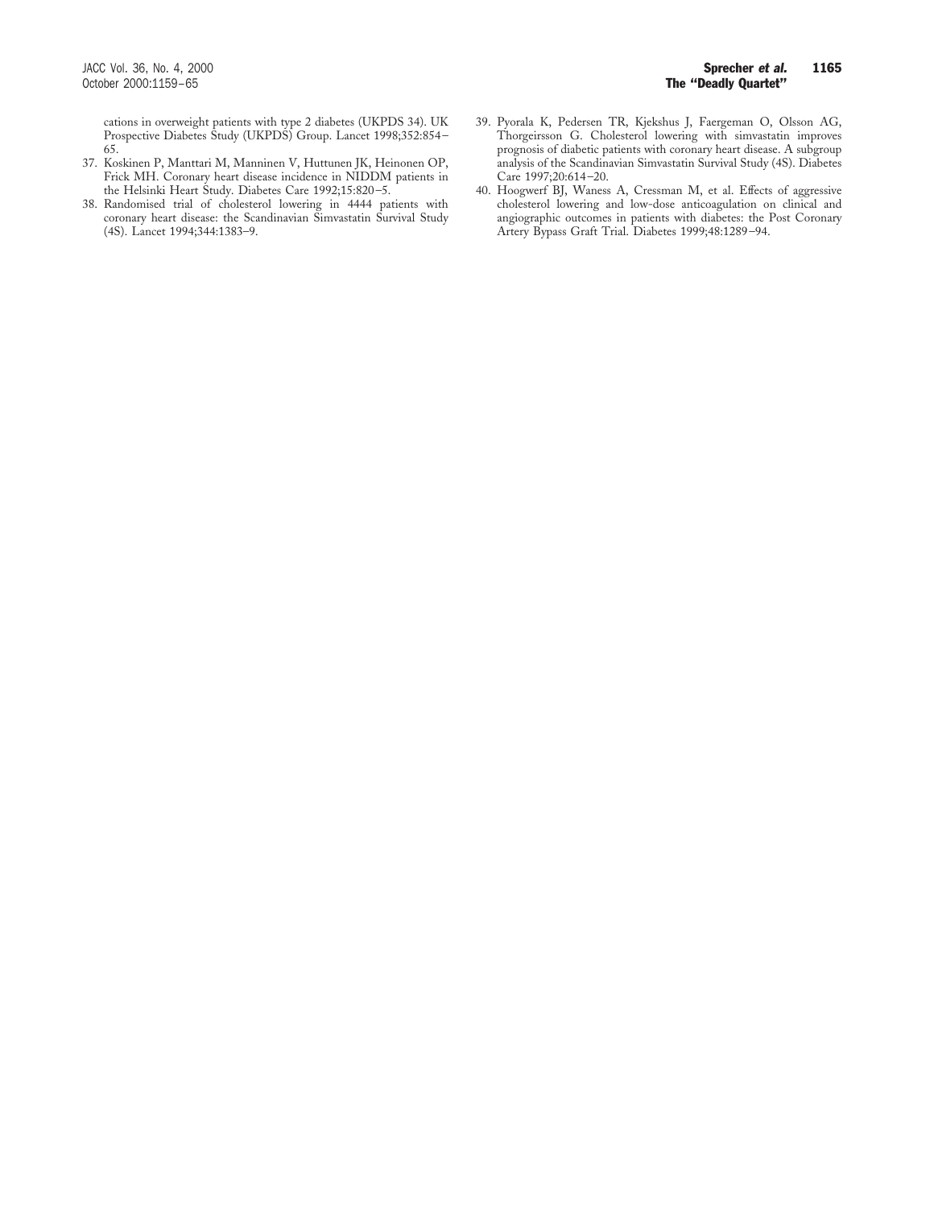cations in overweight patients with type 2 diabetes (UKPDS 34). UK Prospective Diabetes Study (UKPDS) Group. Lancet 1998;352:854–65.

37. Koskinen P, Manttari M, Manninen V, Huttunen JK, Heinonen OP, Frick MH. Coronary heart disease incidence in NIDDM patients in the Helsinki Heart Study. Diabetes Care 1992;15:820–5.
38. Randomised trial of cholesterol lowering in 4444 patients with coronary heart disease: the Scandinavian Simvastatin Survival Study (4S). Lancet 1994;344:1383–9.
39. Pyorala K, Pedersen TR, Kjekshus J, Faergeman O, Olsson AG, Thorgeirsson G. Cholesterol lowering with simvastatin improves prognosis of diabetic patients with coronary heart disease. A subgroup analysis of the Scandinavian Simvastatin Survival Study (4S). Diabetes Care 1997;20:614–20.
40. Hoogwerf BJ, Waness A, Cressman M, et al. Effects of aggressive cholesterol lowering and low-dose anticoagulation on clinical and angiographic outcomes in patients with diabetes: the Post Coronary Artery Bypass Graft Trial. Diabetes 1999;48:1289–94.